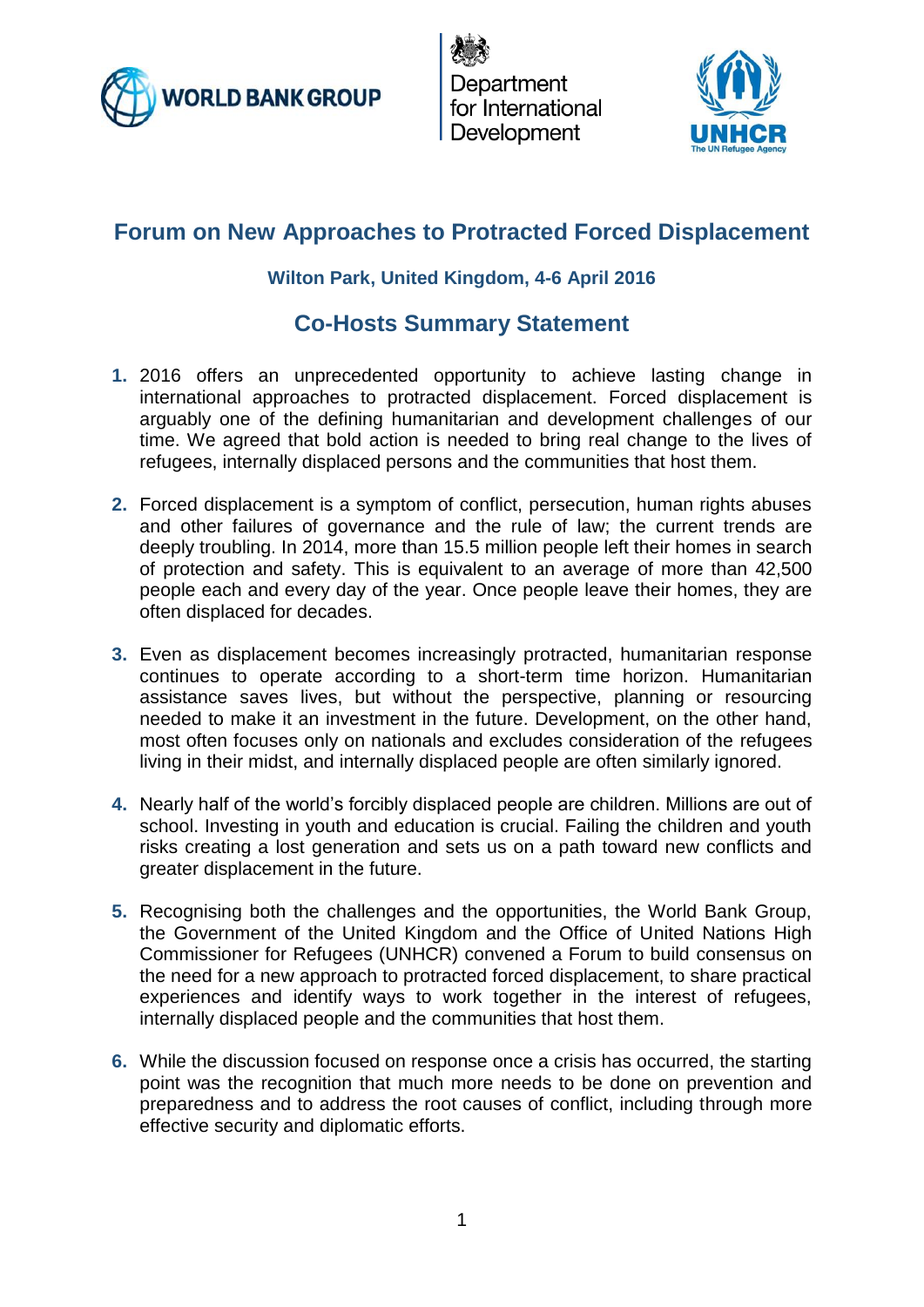WORLD BANK GROUP

Department for International Development

UNHCR
The UN Refugee Agency

# Forum on New Approaches to Protracted Forced Displacement

### Wilton Park, United Kingdom, 4-6 April 2016

## Co-Hosts Summary Statement

1. 2016 offers an unprecedented opportunity to achieve lasting change in international approaches to protracted displacement. Forced displacement is arguably one of the defining humanitarian and development challenges of our time. We agreed that bold action is needed to bring real change to the lives of refugees, internally displaced persons and the communities that host them.

2. Forced displacement is a symptom of conflict, persecution, human rights abuses and other failures of governance and the rule of law; the current trends are deeply troubling. In 2014, more than 15.5 million people left their homes in search of protection and safety. This is equivalent to an average of more than 42,500 people each and every day of the year. Once people leave their homes, they are often displaced for decades.

3. Even as displacement becomes increasingly protracted, humanitarian response continues to operate according to a short-term time horizon. Humanitarian assistance saves lives, but without the perspective, planning or resourcing needed to make it an investment in the future. Development, on the other hand, most often focuses only on nationals and excludes consideration of the refugees living in their midst, and internally displaced people are often similarly ignored.

4. Nearly half of the world's forcibly displaced people are children. Millions are out of school. Investing in youth and education is crucial. Failing the children and youth risks creating a lost generation and sets us on a path toward new conflicts and greater displacement in the future.

5. Recognising both the challenges and the opportunities, the World Bank Group, the Government of the United Kingdom and the Office of United Nations High Commissioner for Refugees (UNHCR) convened a Forum to build consensus on the need for a new approach to protracted forced displacement, to share practical experiences and identify ways to work together in the interest of refugees, internally displaced people and the communities that host them.

6. While the discussion focused on response once a crisis has occurred, the starting point was the recognition that much more needs to be done on prevention and preparedness and to address the root causes of conflict, including through more effective security and diplomatic efforts.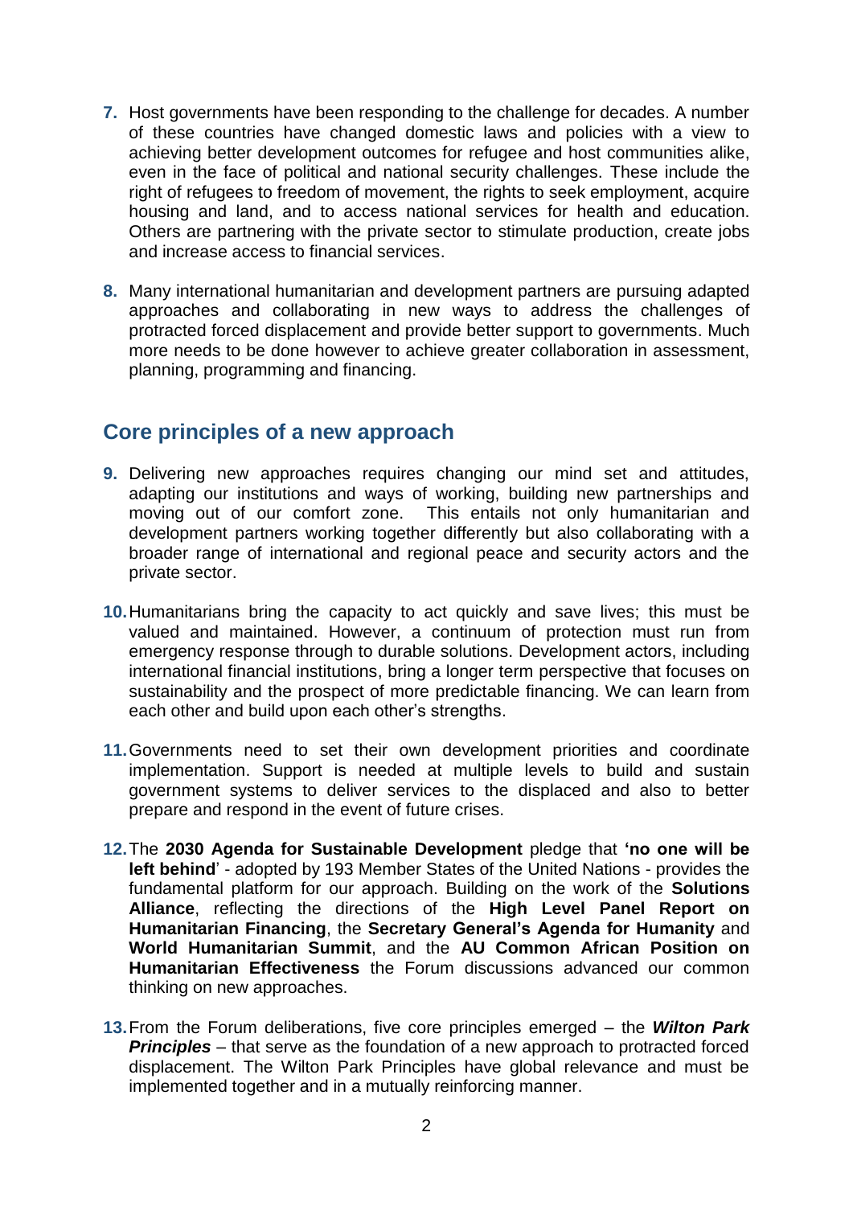7. Host governments have been responding to the challenge for decades. A number of these countries have changed domestic laws and policies with a view to achieving better development outcomes for refugee and host communities alike, even in the face of political and national security challenges. These include the right of refugees to freedom of movement, the rights to seek employment, acquire housing and land, and to access national services for health and education. Others are partnering with the private sector to stimulate production, create jobs and increase access to financial services.

8. Many international humanitarian and development partners are pursuing adapted approaches and collaborating in new ways to address the challenges of protracted forced displacement and provide better support to governments. Much more needs to be done however to achieve greater collaboration in assessment, planning, programming and financing.

## Core principles of a new approach

9. Delivering new approaches requires changing our mind set and attitudes, adapting our institutions and ways of working, building new partnerships and moving out of our comfort zone. This entails not only humanitarian and development partners working together differently but also collaborating with a broader range of international and regional peace and security actors and the private sector.

10. Humanitarians bring the capacity to act quickly and save lives; this must be valued and maintained. However, a continuum of protection must run from emergency response through to durable solutions. Development actors, including international financial institutions, bring a longer term perspective that focuses on sustainability and the prospect of more predictable financing. We can learn from each other and build upon each other's strengths.

11. Governments need to set their own development priorities and coordinate implementation. Support is needed at multiple levels to build and sustain government systems to deliver services to the displaced and also to better prepare and respond in the event of future crises.

12. The **2030 Agenda for Sustainable Development** pledge that **'no one will be left behind**' - adopted by 193 Member States of the United Nations - provides the fundamental platform for our approach. Building on the work of the **Solutions Alliance**, reflecting the directions of the **High Level Panel Report on Humanitarian Financing**, the **Secretary General's Agenda for Humanity** and **World Humanitarian Summit**, and the **AU Common African Position on Humanitarian Effectiveness** the Forum discussions advanced our common thinking on new approaches.

13. From the Forum deliberations, five core principles emerged – the ***Wilton Park Principles*** – that serve as the foundation of a new approach to protracted forced displacement. The Wilton Park Principles have global relevance and must be implemented together and in a mutually reinforcing manner.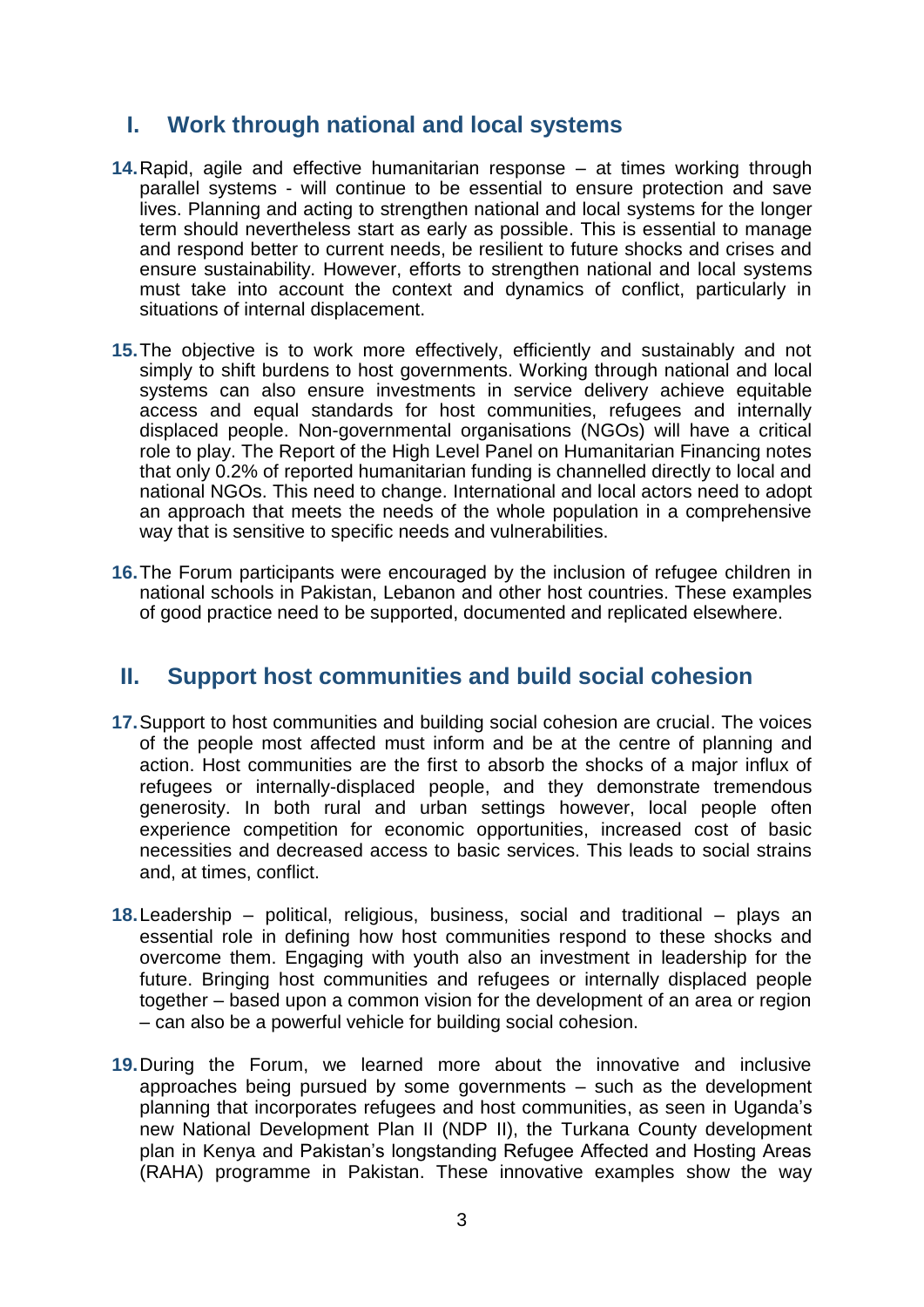## I. Work through national and local systems

**14.** Rapid, agile and effective humanitarian response – at times working through parallel systems - will continue to be essential to ensure protection and save lives. Planning and acting to strengthen national and local systems for the longer term should nevertheless start as early as possible. This is essential to manage and respond better to current needs, be resilient to future shocks and crises and ensure sustainability. However, efforts to strengthen national and local systems must take into account the context and dynamics of conflict, particularly in situations of internal displacement.

**15.** The objective is to work more effectively, efficiently and sustainably and not simply to shift burdens to host governments. Working through national and local systems can also ensure investments in service delivery achieve equitable access and equal standards for host communities, refugees and internally displaced people. Non-governmental organisations (NGOs) will have a critical role to play. The Report of the High Level Panel on Humanitarian Financing notes that only 0.2% of reported humanitarian funding is channelled directly to local and national NGOs. This need to change. International and local actors need to adopt an approach that meets the needs of the whole population in a comprehensive way that is sensitive to specific needs and vulnerabilities.

**16.** The Forum participants were encouraged by the inclusion of refugee children in national schools in Pakistan, Lebanon and other host countries. These examples of good practice need to be supported, documented and replicated elsewhere.

## II. Support host communities and build social cohesion

**17.** Support to host communities and building social cohesion are crucial. The voices of the people most affected must inform and be at the centre of planning and action. Host communities are the first to absorb the shocks of a major influx of refugees or internally-displaced people, and they demonstrate tremendous generosity. In both rural and urban settings however, local people often experience competition for economic opportunities, increased cost of basic necessities and decreased access to basic services. This leads to social strains and, at times, conflict.

**18.** Leadership – political, religious, business, social and traditional – plays an essential role in defining how host communities respond to these shocks and overcome them. Engaging with youth also an investment in leadership for the future. Bringing host communities and refugees or internally displaced people together – based upon a common vision for the development of an area or region – can also be a powerful vehicle for building social cohesion.

**19.** During the Forum, we learned more about the innovative and inclusive approaches being pursued by some governments – such as the development planning that incorporates refugees and host communities, as seen in Uganda's new National Development Plan II (NDP II), the Turkana County development plan in Kenya and Pakistan's longstanding Refugee Affected and Hosting Areas (RAHA) programme in Pakistan. These innovative examples show the way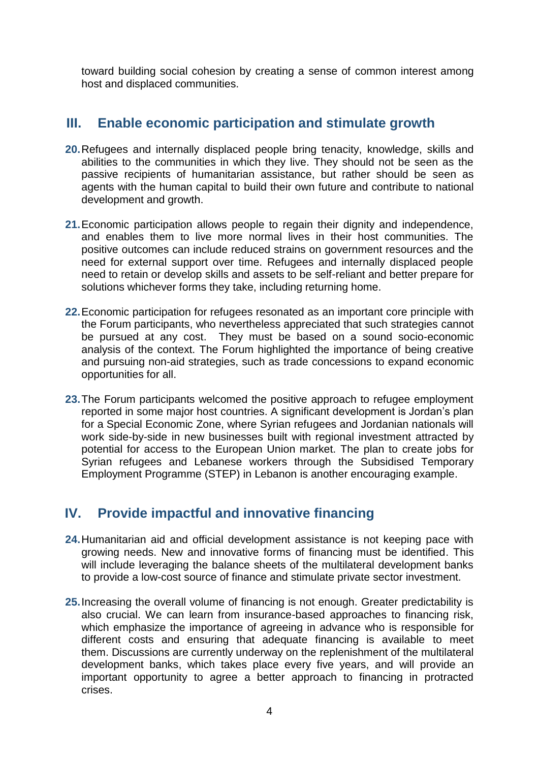toward building social cohesion by creating a sense of common interest among host and displaced communities.

## III. Enable economic participation and stimulate growth

**20.** Refugees and internally displaced people bring tenacity, knowledge, skills and abilities to the communities in which they live. They should not be seen as the passive recipients of humanitarian assistance, but rather should be seen as agents with the human capital to build their own future and contribute to national development and growth.

**21.** Economic participation allows people to regain their dignity and independence, and enables them to live more normal lives in their host communities. The positive outcomes can include reduced strains on government resources and the need for external support over time. Refugees and internally displaced people need to retain or develop skills and assets to be self-reliant and better prepare for solutions whichever forms they take, including returning home.

**22.** Economic participation for refugees resonated as an important core principle with the Forum participants, who nevertheless appreciated that such strategies cannot be pursued at any cost. They must be based on a sound socio-economic analysis of the context. The Forum highlighted the importance of being creative and pursuing non-aid strategies, such as trade concessions to expand economic opportunities for all.

**23.** The Forum participants welcomed the positive approach to refugee employment reported in some major host countries. A significant development is Jordan's plan for a Special Economic Zone, where Syrian refugees and Jordanian nationals will work side-by-side in new businesses built with regional investment attracted by potential for access to the European Union market. The plan to create jobs for Syrian refugees and Lebanese workers through the Subsidised Temporary Employment Programme (STEP) in Lebanon is another encouraging example.

## IV. Provide impactful and innovative financing

**24.** Humanitarian aid and official development assistance is not keeping pace with growing needs. New and innovative forms of financing must be identified. This will include leveraging the balance sheets of the multilateral development banks to provide a low-cost source of finance and stimulate private sector investment.

**25.** Increasing the overall volume of financing is not enough. Greater predictability is also crucial. We can learn from insurance-based approaches to financing risk, which emphasize the importance of agreeing in advance who is responsible for different costs and ensuring that adequate financing is available to meet them. Discussions are currently underway on the replenishment of the multilateral development banks, which takes place every five years, and will provide an important opportunity to agree a better approach to financing in protracted crises.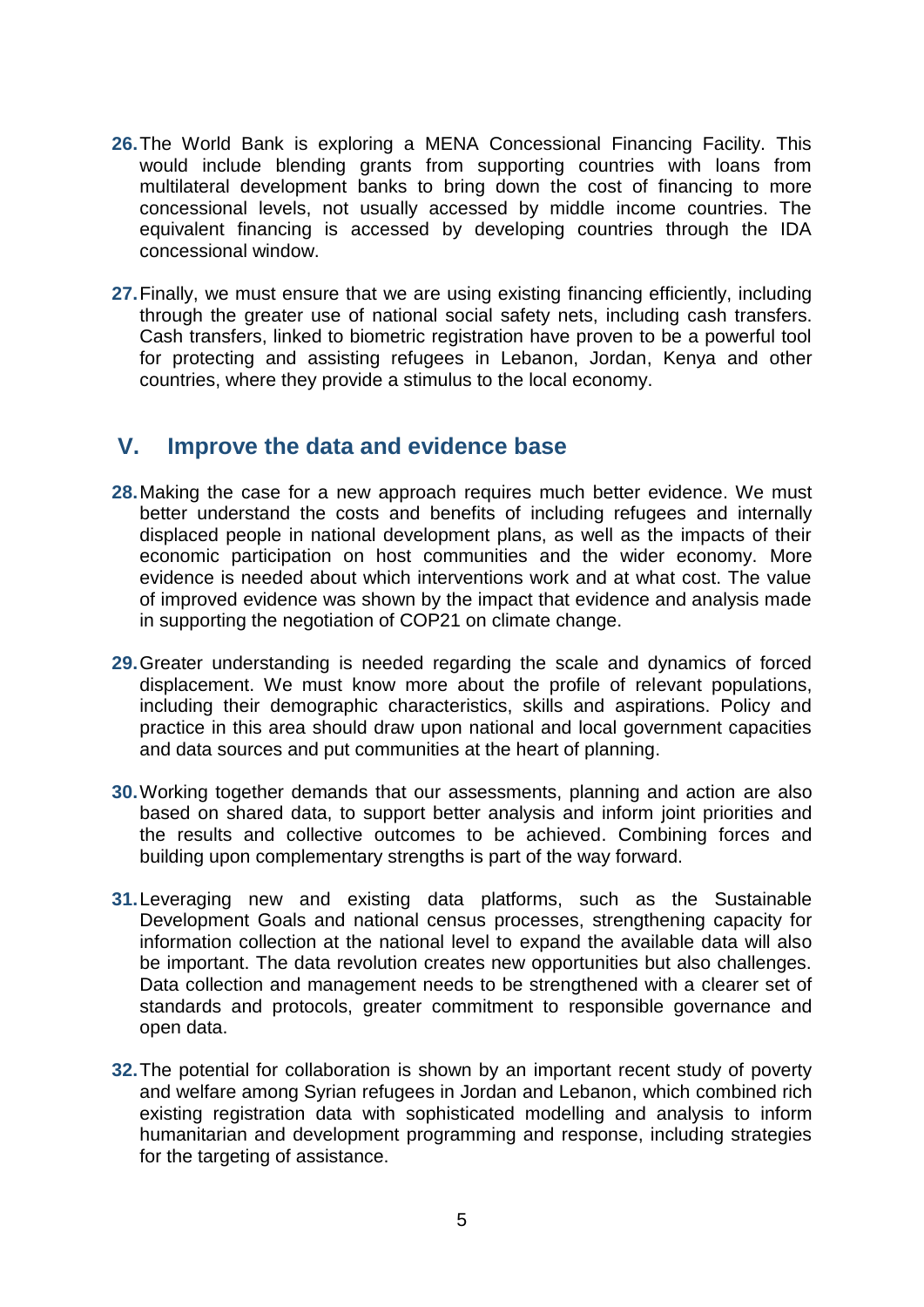**26.** The World Bank is exploring a MENA Concessional Financing Facility. This would include blending grants from supporting countries with loans from multilateral development banks to bring down the cost of financing to more concessional levels, not usually accessed by middle income countries. The equivalent financing is accessed by developing countries through the IDA concessional window.

**27.** Finally, we must ensure that we are using existing financing efficiently, including through the greater use of national social safety nets, including cash transfers. Cash transfers, linked to biometric registration have proven to be a powerful tool for protecting and assisting refugees in Lebanon, Jordan, Kenya and other countries, where they provide a stimulus to the local economy.

## V. Improve the data and evidence base

**28.** Making the case for a new approach requires much better evidence. We must better understand the costs and benefits of including refugees and internally displaced people in national development plans, as well as the impacts of their economic participation on host communities and the wider economy. More evidence is needed about which interventions work and at what cost. The value of improved evidence was shown by the impact that evidence and analysis made in supporting the negotiation of COP21 on climate change.

**29.** Greater understanding is needed regarding the scale and dynamics of forced displacement. We must know more about the profile of relevant populations, including their demographic characteristics, skills and aspirations. Policy and practice in this area should draw upon national and local government capacities and data sources and put communities at the heart of planning.

**30.** Working together demands that our assessments, planning and action are also based on shared data, to support better analysis and inform joint priorities and the results and collective outcomes to be achieved. Combining forces and building upon complementary strengths is part of the way forward.

**31.** Leveraging new and existing data platforms, such as the Sustainable Development Goals and national census processes, strengthening capacity for information collection at the national level to expand the available data will also be important. The data revolution creates new opportunities but also challenges. Data collection and management needs to be strengthened with a clearer set of standards and protocols, greater commitment to responsible governance and open data.

**32.** The potential for collaboration is shown by an important recent study of poverty and welfare among Syrian refugees in Jordan and Lebanon, which combined rich existing registration data with sophisticated modelling and analysis to inform humanitarian and development programming and response, including strategies for the targeting of assistance.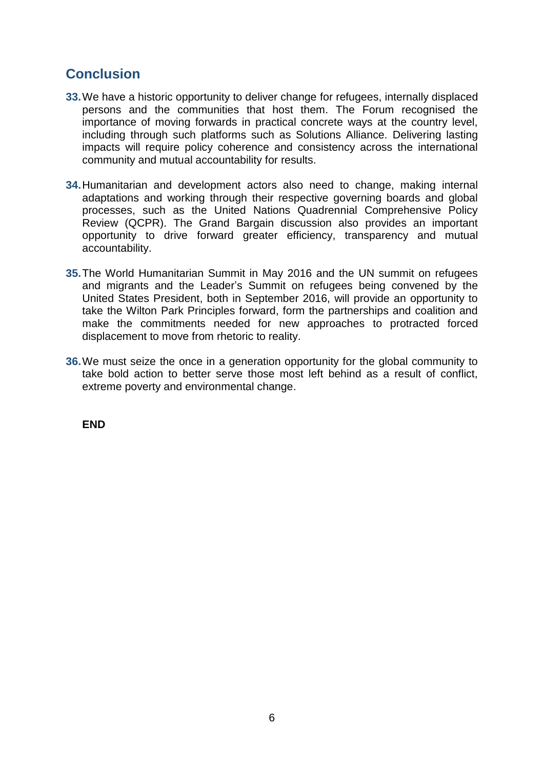## Conclusion

**33.** We have a historic opportunity to deliver change for refugees, internally displaced persons and the communities that host them. The Forum recognised the importance of moving forwards in practical concrete ways at the country level, including through such platforms such as Solutions Alliance. Delivering lasting impacts will require policy coherence and consistency across the international community and mutual accountability for results.

**34.** Humanitarian and development actors also need to change, making internal adaptations and working through their respective governing boards and global processes, such as the United Nations Quadrennial Comprehensive Policy Review (QCPR). The Grand Bargain discussion also provides an important opportunity to drive forward greater efficiency, transparency and mutual accountability.

**35.** The World Humanitarian Summit in May 2016 and the UN summit on refugees and migrants and the Leader's Summit on refugees being convened by the United States President, both in September 2016, will provide an opportunity to take the Wilton Park Principles forward, form the partnerships and coalition and make the commitments needed for new approaches to protracted forced displacement to move from rhetoric to reality.

**36.** We must seize the once in a generation opportunity for the global community to take bold action to better serve those most left behind as a result of conflict, extreme poverty and environmental change.

**END**